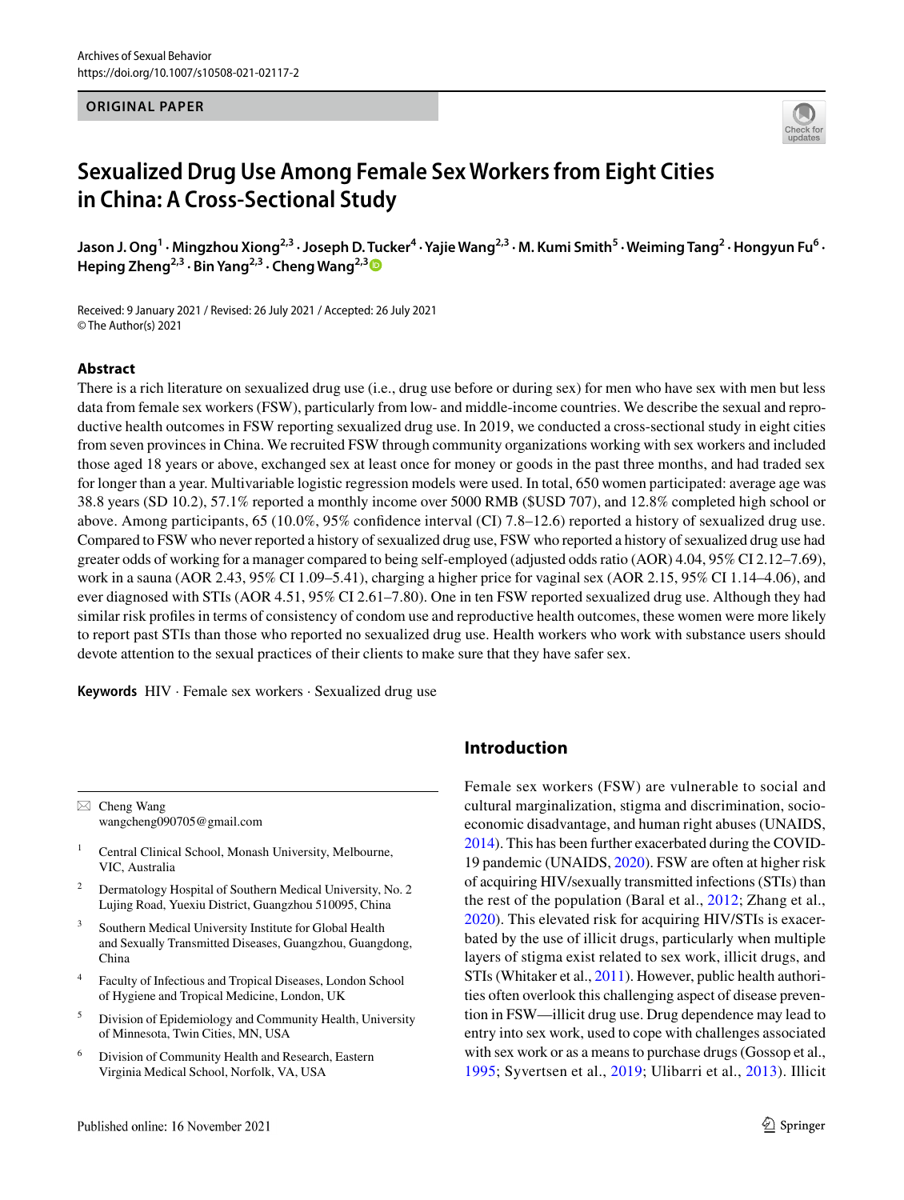ORIGINAL PAPER

# Sexualized Drug Use Among Female Sex Workers from Eight Cities in China: A Cross-Sectional Study

Jason J. Ong[1] · Mingzhou Xiong[2,3] · Joseph D. Tucker[4] · Yajie Wang[2,3] · M. Kumi Smith[5] · Weiming Tang[2] · Hongyun Fu[6] · Heping Zheng[2,3] · Bin Yang[2,3] · Cheng Wang[2,3]

Received: 9 January 2021 / Revised: 26 July 2021 / Accepted: 26 July 2021
© The Author(s) 2021

## Abstract

There is a rich literature on sexualized drug use (i.e., drug use before or during sex) for men who have sex with men but less data from female sex workers (FSW), particularly from low- and middle-income countries. We describe the sexual and reproductive health outcomes in FSW reporting sexualized drug use. In 2019, we conducted a cross-sectional study in eight cities from seven provinces in China. We recruited FSW through community organizations working with sex workers and included those aged 18 years or above, exchanged sex at least once for money or goods in the past three months, and had traded sex for longer than a year. Multivariable logistic regression models were used. In total, 650 women participated: average age was 38.8 years (SD 10.2), 57.1% reported a monthly income over 5000 RMB ($USD 707), and 12.8% completed high school or above. Among participants, 65 (10.0%, 95% confidence interval (CI) 7.8–12.6) reported a history of sexualized drug use. Compared to FSW who never reported a history of sexualized drug use, FSW who reported a history of sexualized drug use had greater odds of working for a manager compared to being self-employed (adjusted odds ratio (AOR) 4.04, 95% CI 2.12–7.69), work in a sauna (AOR 2.43, 95% CI 1.09–5.41), charging a higher price for vaginal sex (AOR 2.15, 95% CI 1.14–4.06), and ever diagnosed with STIs (AOR 4.51, 95% CI 2.61–7.80). One in ten FSW reported sexualized drug use. Although they had similar risk profiles in terms of consistency of condom use and reproductive health outcomes, these women were more likely to report past STIs than those who reported no sexualized drug use. Health workers who work with substance users should devote attention to the sexual practices of their clients to make sure that they have safer sex.

**Keywords** HIV · Female sex workers · Sexualized drug use

## Introduction

Female sex workers (FSW) are vulnerable to social and cultural marginalization, stigma and discrimination, socioeconomic disadvantage, and human right abuses (UNAIDS, 2014). This has been further exacerbated during the COVID-19 pandemic (UNAIDS, 2020). FSW are often at higher risk of acquiring HIV/sexually transmitted infections (STIs) than the rest of the population (Baral et al., 2012; Zhang et al., 2020). This elevated risk for acquiring HIV/STIs is exacerbated by the use of illicit drugs, particularly when multiple layers of stigma exist related to sex work, illicit drugs, and STIs (Whitaker et al., 2011). However, public health authorities often overlook this challenging aspect of disease prevention in FSW—illicit drug use. Drug dependence may lead to entry into sex work, used to cope with challenges associated with sex work or as a means to purchase drugs (Gossop et al., 1995; Syvertsen et al., 2019; Ulibarri et al., 2013). Illicit

---

✉ Cheng Wang
wangcheng090705@gmail.com

1 Central Clinical School, Monash University, Melbourne, VIC, Australia

2 Dermatology Hospital of Southern Medical University, No. 2 Lujing Road, Yuexiu District, Guangzhou 510095, China

3 Southern Medical University Institute for Global Health and Sexually Transmitted Diseases, Guangzhou, Guangdong, China

4 Faculty of Infectious and Tropical Diseases, London School of Hygiene and Tropical Medicine, London, UK

5 Division of Epidemiology and Community Health, University of Minnesota, Twin Cities, MN, USA

6 Division of Community Health and Research, Eastern Virginia Medical School, Norfolk, VA, USA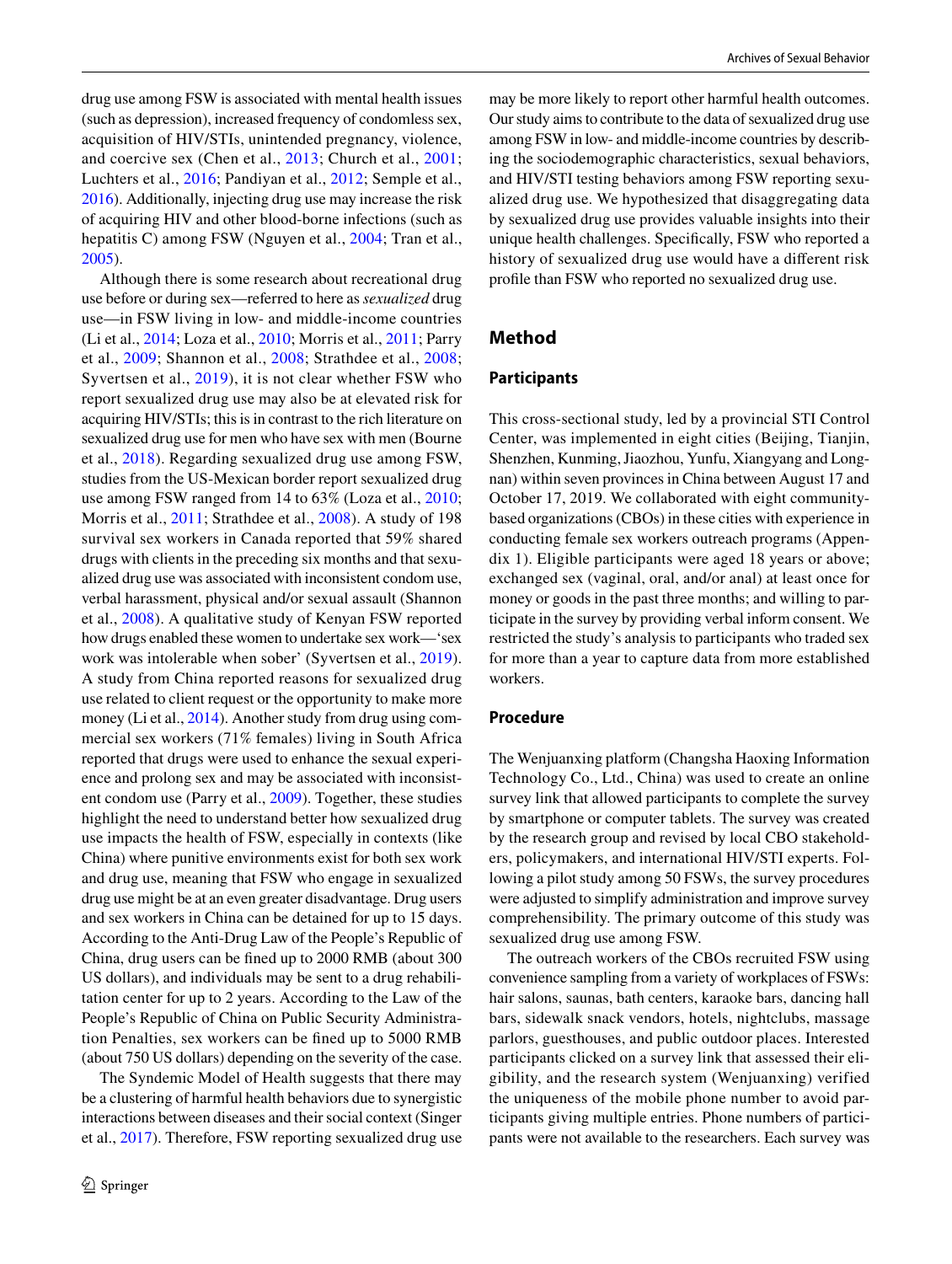drug use among FSW is associated with mental health issues (such as depression), increased frequency of condomless sex, acquisition of HIV/STIs, unintended pregnancy, violence, and coercive sex (Chen et al., 2013; Church et al., 2001; Luchters et al., 2016; Pandiyan et al., 2012; Semple et al., 2016). Additionally, injecting drug use may increase the risk of acquiring HIV and other blood-borne infections (such as hepatitis C) among FSW (Nguyen et al., 2004; Tran et al., 2005).

Although there is some research about recreational drug use before or during sex—referred to here as *sexualized* drug use—in FSW living in low- and middle-income countries (Li et al., 2014; Loza et al., 2010; Morris et al., 2011; Parry et al., 2009; Shannon et al., 2008; Strathdee et al., 2008; Syvertsen et al., 2019), it is not clear whether FSW who report sexualized drug use may also be at elevated risk for acquiring HIV/STIs; this is in contrast to the rich literature on sexualized drug use for men who have sex with men (Bourne et al., 2018). Regarding sexualized drug use among FSW, studies from the US-Mexican border report sexualized drug use among FSW ranged from 14 to 63% (Loza et al., 2010; Morris et al., 2011; Strathdee et al., 2008). A study of 198 survival sex workers in Canada reported that 59% shared drugs with clients in the preceding six months and that sexualized drug use was associated with inconsistent condom use, verbal harassment, physical and/or sexual assault (Shannon et al., 2008). A qualitative study of Kenyan FSW reported how drugs enabled these women to undertake sex work—'sex work was intolerable when sober' (Syvertsen et al., 2019). A study from China reported reasons for sexualized drug use related to client request or the opportunity to make more money (Li et al., 2014). Another study from drug using commercial sex workers (71% females) living in South Africa reported that drugs were used to enhance the sexual experience and prolong sex and may be associated with inconsistent condom use (Parry et al., 2009). Together, these studies highlight the need to understand better how sexualized drug use impacts the health of FSW, especially in contexts (like China) where punitive environments exist for both sex work and drug use, meaning that FSW who engage in sexualized drug use might be at an even greater disadvantage. Drug users and sex workers in China can be detained for up to 15 days. According to the Anti-Drug Law of the People's Republic of China, drug users can be fined up to 2000 RMB (about 300 US dollars), and individuals may be sent to a drug rehabilitation center for up to 2 years. According to the Law of the People's Republic of China on Public Security Administration Penalties, sex workers can be fined up to 5000 RMB (about 750 US dollars) depending on the severity of the case.

The Syndemic Model of Health suggests that there may be a clustering of harmful health behaviors due to synergistic interactions between diseases and their social context (Singer et al., 2017). Therefore, FSW reporting sexualized drug use may be more likely to report other harmful health outcomes. Our study aims to contribute to the data of sexualized drug use among FSW in low- and middle-income countries by describing the sociodemographic characteristics, sexual behaviors, and HIV/STI testing behaviors among FSW reporting sexualized drug use. We hypothesized that disaggregating data by sexualized drug use provides valuable insights into their unique health challenges. Specifically, FSW who reported a history of sexualized drug use would have a different risk profile than FSW who reported no sexualized drug use.

## Method

### Participants

This cross-sectional study, led by a provincial STI Control Center, was implemented in eight cities (Beijing, Tianjin, Shenzhen, Kunming, Jiaozhou, Yunfu, Xiangyang and Longnan) within seven provinces in China between August 17 and October 17, 2019. We collaborated with eight community-based organizations (CBOs) in these cities with experience in conducting female sex workers outreach programs (Appendix 1). Eligible participants were aged 18 years or above; exchanged sex (vaginal, oral, and/or anal) at least once for money or goods in the past three months; and willing to participate in the survey by providing verbal inform consent. We restricted the study's analysis to participants who traded sex for more than a year to capture data from more established workers.

### Procedure

The Wenjuanxing platform (Changsha Haoxing Information Technology Co., Ltd., China) was used to create an online survey link that allowed participants to complete the survey by smartphone or computer tablets. The survey was created by the research group and revised by local CBO stakeholders, policymakers, and international HIV/STI experts. Following a pilot study among 50 FSWs, the survey procedures were adjusted to simplify administration and improve survey comprehensibility. The primary outcome of this study was sexualized drug use among FSW.

The outreach workers of the CBOs recruited FSW using convenience sampling from a variety of workplaces of FSWs: hair salons, saunas, bath centers, karaoke bars, dancing hall bars, sidewalk snack vendors, hotels, nightclubs, massage parlors, guesthouses, and public outdoor places. Interested participants clicked on a survey link that assessed their eligibility, and the research system (Wenjuanxing) verified the uniqueness of the mobile phone number to avoid participants giving multiple entries. Phone numbers of participants were not available to the researchers. Each survey was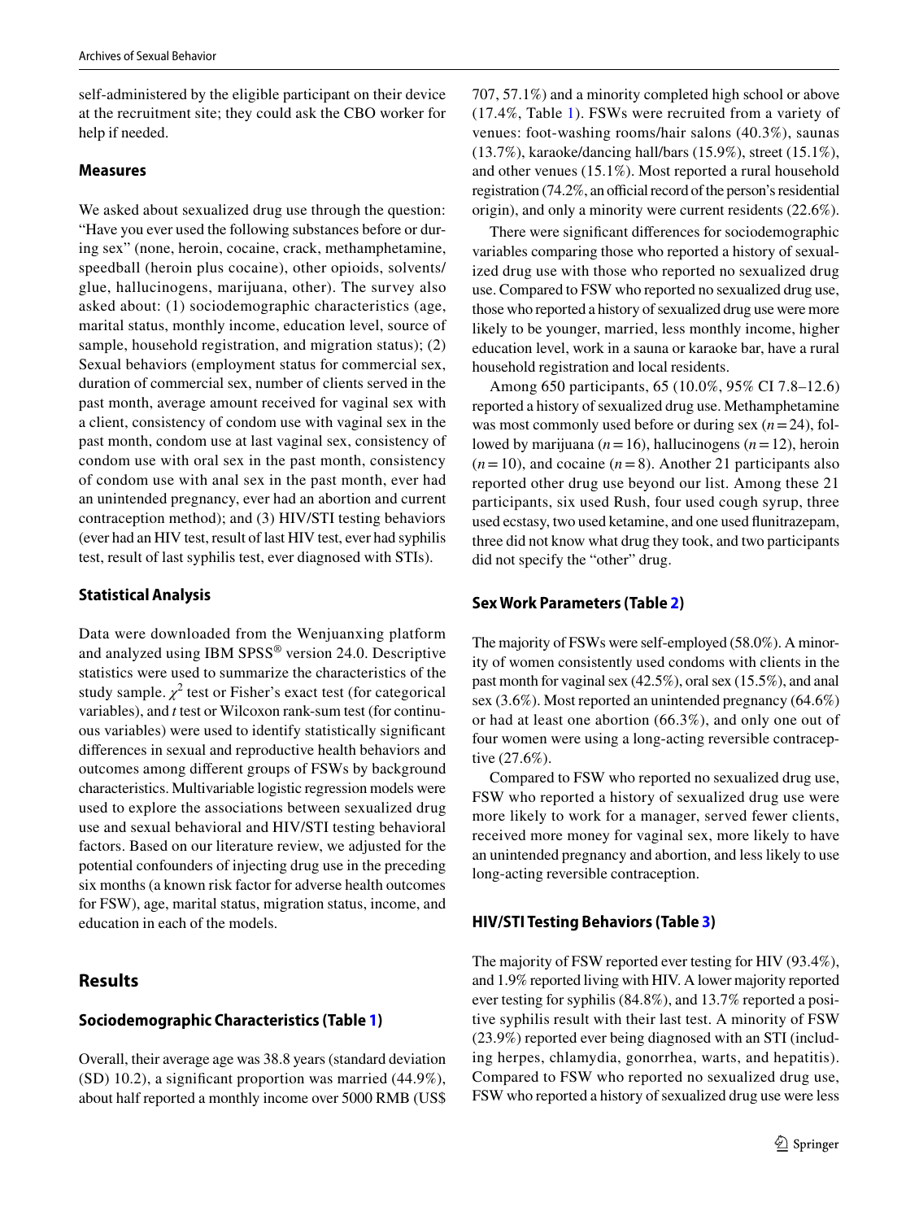self-administered by the eligible participant on their device at the recruitment site; they could ask the CBO worker for help if needed.

### Measures

We asked about sexualized drug use through the question: "Have you ever used the following substances before or during sex" (none, heroin, cocaine, crack, methamphetamine, speedball (heroin plus cocaine), other opioids, solvents/glue, hallucinogens, marijuana, other). The survey also asked about: (1) sociodemographic characteristics (age, marital status, monthly income, education level, source of sample, household registration, and migration status); (2) Sexual behaviors (employment status for commercial sex, duration of commercial sex, number of clients served in the past month, average amount received for vaginal sex with a client, consistency of condom use with vaginal sex in the past month, condom use at last vaginal sex, consistency of condom use with oral sex in the past month, consistency of condom use with anal sex in the past month, ever had an unintended pregnancy, ever had an abortion and current contraception method); and (3) HIV/STI testing behaviors (ever had an HIV test, result of last HIV test, ever had syphilis test, result of last syphilis test, ever diagnosed with STIs).

### Statistical Analysis

Data were downloaded from the Wenjuanxing platform and analyzed using IBM SPSS® version 24.0. Descriptive statistics were used to summarize the characteristics of the study sample. $\chi^2$ test or Fisher's exact test (for categorical variables), and *t* test or Wilcoxon rank-sum test (for continuous variables) were used to identify statistically significant differences in sexual and reproductive health behaviors and outcomes among different groups of FSWs by background characteristics. Multivariable logistic regression models were used to explore the associations between sexualized drug use and sexual behavioral and HIV/STI testing behavioral factors. Based on our literature review, we adjusted for the potential confounders of injecting drug use in the preceding six months (a known risk factor for adverse health outcomes for FSW), age, marital status, migration status, income, and education in each of the models.

## Results

### Sociodemographic Characteristics (Table 1)

Overall, their average age was 38.8 years (standard deviation (SD) 10.2), a significant proportion was married (44.9%), about half reported a monthly income over 5000 RMB (US$ 707, 57.1%) and a minority completed high school or above (17.4%, Table 1). FSWs were recruited from a variety of venues: foot-washing rooms/hair salons (40.3%), saunas (13.7%), karaoke/dancing hall/bars (15.9%), street (15.1%), and other venues (15.1%). Most reported a rural household registration (74.2%, an official record of the person's residential origin), and only a minority were current residents (22.6%).

There were significant differences for sociodemographic variables comparing those who reported a history of sexualized drug use with those who reported no sexualized drug use. Compared to FSW who reported no sexualized drug use, those who reported a history of sexualized drug use were more likely to be younger, married, less monthly income, higher education level, work in a sauna or karaoke bar, have a rural household registration and local residents.

Among 650 participants, 65 (10.0%, 95% CI 7.8–12.6) reported a history of sexualized drug use. Methamphetamine was most commonly used before or during sex ($n=24$), followed by marijuana ($n=16$), hallucinogens ($n=12$), heroin ($n=10$), and cocaine ($n=8$). Another 21 participants also reported other drug use beyond our list. Among these 21 participants, six used Rush, four used cough syrup, three used ecstasy, two used ketamine, and one used flunitrazepam, three did not know what drug they took, and two participants did not specify the "other" drug.

### Sex Work Parameters (Table 2)

The majority of FSWs were self-employed (58.0%). A minority of women consistently used condoms with clients in the past month for vaginal sex (42.5%), oral sex (15.5%), and anal sex (3.6%). Most reported an unintended pregnancy (64.6%) or had at least one abortion (66.3%), and only one out of four women were using a long-acting reversible contraceptive (27.6%).

Compared to FSW who reported no sexualized drug use, FSW who reported a history of sexualized drug use were more likely to work for a manager, served fewer clients, received more money for vaginal sex, more likely to have an unintended pregnancy and abortion, and less likely to use long-acting reversible contraception.

### HIV/STI Testing Behaviors (Table 3)

The majority of FSW reported ever testing for HIV (93.4%), and 1.9% reported living with HIV. A lower majority reported ever testing for syphilis (84.8%), and 13.7% reported a positive syphilis result with their last test. A minority of FSW (23.9%) reported ever being diagnosed with an STI (including herpes, chlamydia, gonorrhea, warts, and hepatitis). Compared to FSW who reported no sexualized drug use, FSW who reported a history of sexualized drug use were less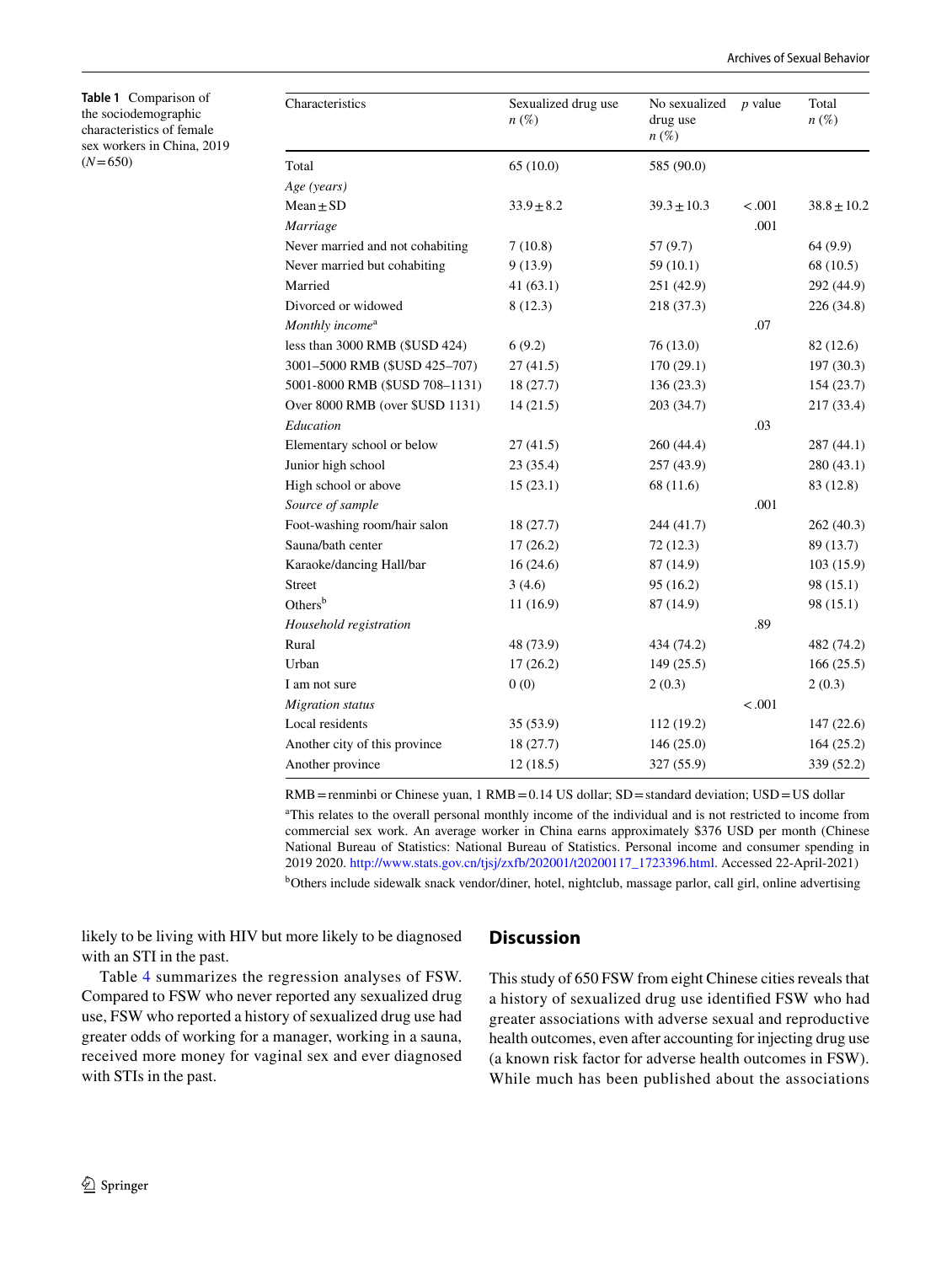**Table 1** Comparison of the sociodemographic characteristics of female sex workers in China, 2019 ($N=650$)

| Characteristics | Sexualized drug use n (%) | No sexualized drug use n (%) | p value | Total n (%) |
|---|---|---|---|---|
| Total | 65 (10.0) | 585 (90.0) | | |
| *Age (years)* | | | | |
| Mean ± SD | 33.9 ± 8.2 | 39.3 ± 10.3 | < .001 | 38.8 ± 10.2 |
| *Marriage* | | | .001 | |
| Never married and not cohabiting | 7 (10.8) | 57 (9.7) | | 64 (9.9) |
| Never married but cohabiting | 9 (13.9) | 59 (10.1) | | 68 (10.5) |
| Married | 41 (63.1) | 251 (42.9) | | 292 (44.9) |
| Divorced or widowed | 8 (12.3) | 218 (37.3) | | 226 (34.8) |
| *Monthly income*[a] | | | .07 | |
| less than 3000 RMB ($USD 424) | 6 (9.2) | 76 (13.0) | | 82 (12.6) |
| 3001–5000 RMB ($USD 425–707) | 27 (41.5) | 170 (29.1) | | 197 (30.3) |
| 5001-8000 RMB ($USD 708–1131) | 18 (27.7) | 136 (23.3) | | 154 (23.7) |
| Over 8000 RMB (over $USD 1131) | 14 (21.5) | 203 (34.7) | | 217 (33.4) |
| *Education* | | | .03 | |
| Elementary school or below | 27 (41.5) | 260 (44.4) | | 287 (44.1) |
| Junior high school | 23 (35.4) | 257 (43.9) | | 280 (43.1) |
| High school or above | 15 (23.1) | 68 (11.6) | | 83 (12.8) |
| *Source of sample* | | | .001 | |
| Foot-washing room/hair salon | 18 (27.7) | 244 (41.7) | | 262 (40.3) |
| Sauna/bath center | 17 (26.2) | 72 (12.3) | | 89 (13.7) |
| Karaoke/dancing Hall/bar | 16 (24.6) | 87 (14.9) | | 103 (15.9) |
| Street | 3 (4.6) | 95 (16.2) | | 98 (15.1) |
| Others[b] | 11 (16.9) | 87 (14.9) | | 98 (15.1) |
| *Household registration* | | | .89 | |
| Rural | 48 (73.9) | 434 (74.2) | | 482 (74.2) |
| Urban | 17 (26.2) | 149 (25.5) | | 166 (25.5) |
| I am not sure | 0 (0) | 2 (0.3) | | 2 (0.3) |
| *Migration status* | | | < .001 | |
| Local residents | 35 (53.9) | 112 (19.2) | | 147 (22.6) |
| Another city of this province | 18 (27.7) | 146 (25.0) | | 164 (25.2) |
| Another province | 12 (18.5) | 327 (55.9) | | 339 (52.2) |

RMB = renminbi or Chinese yuan, 1 RMB = 0.14 US dollar; SD = standard deviation; USD = US dollar

[a]This relates to the overall personal monthly income of the individual and is not restricted to income from commercial sex work. An average worker in China earns approximately $376 USD per month (Chinese National Bureau of Statistics: National Bureau of Statistics. Personal income and consumer spending in 2019 2020. http://www.stats.gov.cn/tjsj/zxfb/202001/t20200117_1723396.html. Accessed 22-April-2021)

[b]Others include sidewalk snack vendor/diner, hotel, nightclub, massage parlor, call girl, online advertising

likely to be living with HIV but more likely to be diagnosed with an STI in the past.

Table 4 summarizes the regression analyses of FSW. Compared to FSW who never reported any sexualized drug use, FSW who reported a history of sexualized drug use had greater odds of working for a manager, working in a sauna, received more money for vaginal sex and ever diagnosed with STIs in the past.

## Discussion

This study of 650 FSW from eight Chinese cities reveals that a history of sexualized drug use identified FSW who had greater associations with adverse sexual and reproductive health outcomes, even after accounting for injecting drug use (a known risk factor for adverse health outcomes in FSW). While much has been published about the associations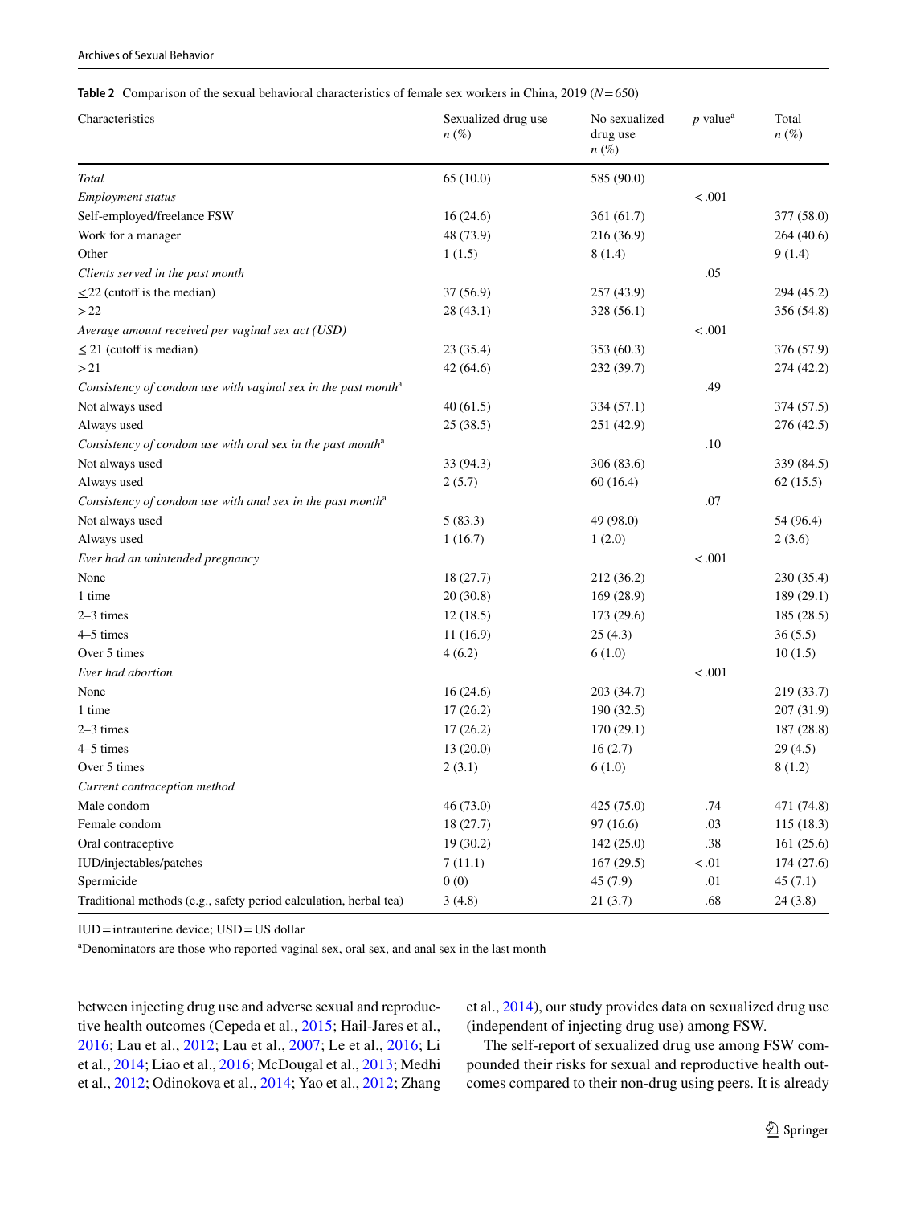**Table 2** Comparison of the sexual behavioral characteristics of female sex workers in China, 2019 ($N = 650$)

| Characteristics | Sexualized drug use *n* (%) | No sexualized drug use *n* (%) | *p* value[a] | Total *n* (%) |
|---|---|---|---|---|
| *Total* | 65 (10.0) | 585 (90.0) | | |
| *Employment status* | | | <.001 | |
| Self-employed/freelance FSW | 16 (24.6) | 361 (61.7) | | 377 (58.0) |
| Work for a manager | 48 (73.9) | 216 (36.9) | | 264 (40.6) |
| Other | 1 (1.5) | 8 (1.4) | | 9 (1.4) |
| *Clients served in the past month* | | | .05 | |
| ≤22 (cutoff is the median) | 37 (56.9) | 257 (43.9) | | 294 (45.2) |
| >22 | 28 (43.1) | 328 (56.1) | | 356 (54.8) |
| *Average amount received per vaginal sex act (USD)* | | | <.001 | |
| ≤ 21 (cutoff is median) | 23 (35.4) | 353 (60.3) | | 376 (57.9) |
| >21 | 42 (64.6) | 232 (39.7) | | 274 (42.2) |
| *Consistency of condom use with vaginal sex in the past month*[a] | | | .49 | |
| Not always used | 40 (61.5) | 334 (57.1) | | 374 (57.5) |
| Always used | 25 (38.5) | 251 (42.9) | | 276 (42.5) |
| *Consistency of condom use with oral sex in the past month*[a] | | | .10 | |
| Not always used | 33 (94.3) | 306 (83.6) | | 339 (84.5) |
| Always used | 2 (5.7) | 60 (16.4) | | 62 (15.5) |
| *Consistency of condom use with anal sex in the past month*[a] | | | .07 | |
| Not always used | 5 (83.3) | 49 (98.0) | | 54 (96.4) |
| Always used | 1 (16.7) | 1 (2.0) | | 2 (3.6) |
| *Ever had an unintended pregnancy* | | | <.001 | |
| None | 18 (27.7) | 212 (36.2) | | 230 (35.4) |
| 1 time | 20 (30.8) | 169 (28.9) | | 189 (29.1) |
| 2–3 times | 12 (18.5) | 173 (29.6) | | 185 (28.5) |
| 4–5 times | 11 (16.9) | 25 (4.3) | | 36 (5.5) |
| Over 5 times | 4 (6.2) | 6 (1.0) | | 10 (1.5) |
| *Ever had abortion* | | | <.001 | |
| None | 16 (24.6) | 203 (34.7) | | 219 (33.7) |
| 1 time | 17 (26.2) | 190 (32.5) | | 207 (31.9) |
| 2–3 times | 17 (26.2) | 170 (29.1) | | 187 (28.8) |
| 4–5 times | 13 (20.0) | 16 (2.7) | | 29 (4.5) |
| Over 5 times | 2 (3.1) | 6 (1.0) | | 8 (1.2) |
| *Current contraception method* | | | | |
| Male condom | 46 (73.0) | 425 (75.0) | .74 | 471 (74.8) |
| Female condom | 18 (27.7) | 97 (16.6) | .03 | 115 (18.3) |
| Oral contraceptive | 19 (30.2) | 142 (25.0) | .38 | 161 (25.6) |
| IUD/injectables/patches | 7 (11.1) | 167 (29.5) | <.01 | 174 (27.6) |
| Spermicide | 0 (0) | 45 (7.9) | .01 | 45 (7.1) |
| Traditional methods (e.g., safety period calculation, herbal tea) | 3 (4.8) | 21 (3.7) | .68 | 24 (3.8) |

IUD = intrauterine device; USD = US dollar

[a]Denominators are those who reported vaginal sex, oral sex, and anal sex in the last month

between injecting drug use and adverse sexual and reproductive health outcomes (Cepeda et al., 2015; Hail-Jares et al., 2016; Lau et al., 2012; Lau et al., 2007; Le et al., 2016; Li et al., 2014; Liao et al., 2016; McDougal et al., 2013; Medhi et al., 2012; Odinokova et al., 2014; Yao et al., 2012; Zhang et al., 2014), our study provides data on sexualized drug use (independent of injecting drug use) among FSW.

The self-report of sexualized drug use among FSW compounded their risks for sexual and reproductive health outcomes compared to their non-drug using peers. It is already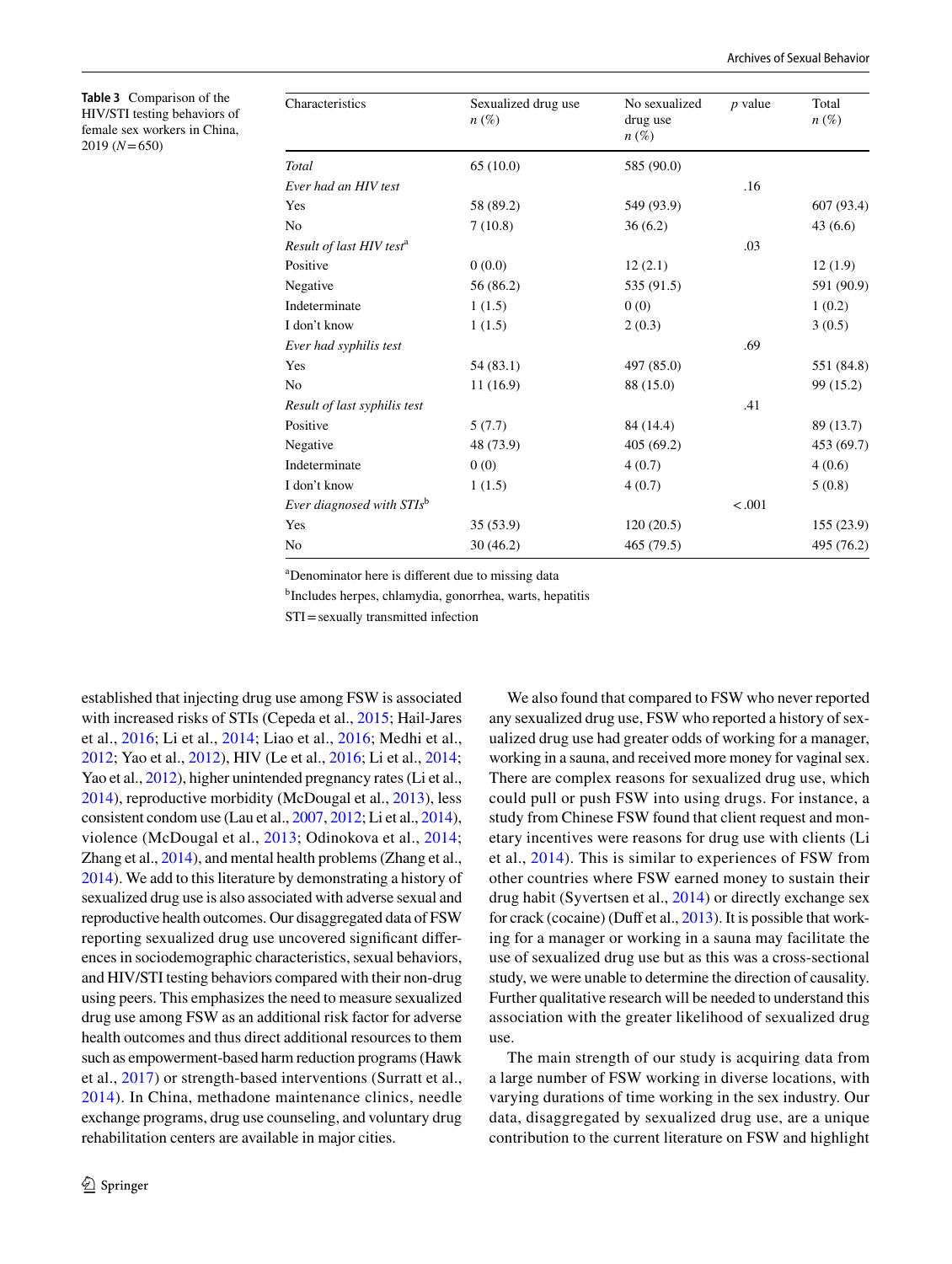**Table 3** Comparison of the HIV/STI testing behaviors of female sex workers in China, 2019 ($N = 650$)

| Characteristics | Sexualized drug use n (%) | No sexualized drug use n (%) | p value | Total n (%) |
|---|---|---|---|---|
| *Total* | 65 (10.0) | 585 (90.0) | | |
| *Ever had an HIV test* | | | .16 | |
| Yes | 58 (89.2) | 549 (93.9) | | 607 (93.4) |
| No | 7 (10.8) | 36 (6.2) | | 43 (6.6) |
| *Result of last HIV test*[a] | | | .03 | |
| Positive | 0 (0.0) | 12 (2.1) | | 12 (1.9) |
| Negative | 56 (86.2) | 535 (91.5) | | 591 (90.9) |
| Indeterminate | 1 (1.5) | 0 (0) | | 1 (0.2) |
| I don't know | 1 (1.5) | 2 (0.3) | | 3 (0.5) |
| *Ever had syphilis test* | | | .69 | |
| Yes | 54 (83.1) | 497 (85.0) | | 551 (84.8) |
| No | 11 (16.9) | 88 (15.0) | | 99 (15.2) |
| *Result of last syphilis test* | | | .41 | |
| Positive | 5 (7.7) | 84 (14.4) | | 89 (13.7) |
| Negative | 48 (73.9) | 405 (69.2) | | 453 (69.7) |
| Indeterminate | 0 (0) | 4 (0.7) | | 4 (0.6) |
| I don't know | 1 (1.5) | 4 (0.7) | | 5 (0.8) |
| *Ever diagnosed with STIs*[b] | | | < .001 | |
| Yes | 35 (53.9) | 120 (20.5) | | 155 (23.9) |
| No | 30 (46.2) | 465 (79.5) | | 495 (76.2) |

[a]Denominator here is different due to missing data

[b]Includes herpes, chlamydia, gonorrhea, warts, hepatitis

STI = sexually transmitted infection

established that injecting drug use among FSW is associated with increased risks of STIs (Cepeda et al., 2015; Hail-Jares et al., 2016; Li et al., 2014; Liao et al., 2016; Medhi et al., 2012; Yao et al., 2012), HIV (Le et al., 2016; Li et al., 2014; Yao et al., 2012), higher unintended pregnancy rates (Li et al., 2014), reproductive morbidity (McDougal et al., 2013), less consistent condom use (Lau et al., 2007, 2012; Li et al., 2014), violence (McDougal et al., 2013; Odinokova et al., 2014; Zhang et al., 2014), and mental health problems (Zhang et al., 2014). We add to this literature by demonstrating a history of sexualized drug use is also associated with adverse sexual and reproductive health outcomes. Our disaggregated data of FSW reporting sexualized drug use uncovered significant differences in sociodemographic characteristics, sexual behaviors, and HIV/STI testing behaviors compared with their non-drug using peers. This emphasizes the need to measure sexualized drug use among FSW as an additional risk factor for adverse health outcomes and thus direct additional resources to them such as empowerment-based harm reduction programs (Hawk et al., 2017) or strength-based interventions (Surratt et al., 2014). In China, methadone maintenance clinics, needle exchange programs, drug use counseling, and voluntary drug rehabilitation centers are available in major cities.

We also found that compared to FSW who never reported any sexualized drug use, FSW who reported a history of sexualized drug use had greater odds of working for a manager, working in a sauna, and received more money for vaginal sex. There are complex reasons for sexualized drug use, which could pull or push FSW into using drugs. For instance, a study from Chinese FSW found that client request and monetary incentives were reasons for drug use with clients (Li et al., 2014). This is similar to experiences of FSW from other countries where FSW earned money to sustain their drug habit (Syvertsen et al., 2014) or directly exchange sex for crack (cocaine) (Duff et al., 2013). It is possible that working for a manager or working in a sauna may facilitate the use of sexualized drug use but as this was a cross-sectional study, we were unable to determine the direction of causality. Further qualitative research will be needed to understand this association with the greater likelihood of sexualized drug use.

The main strength of our study is acquiring data from a large number of FSW working in diverse locations, with varying durations of time working in the sex industry. Our data, disaggregated by sexualized drug use, are a unique contribution to the current literature on FSW and highlight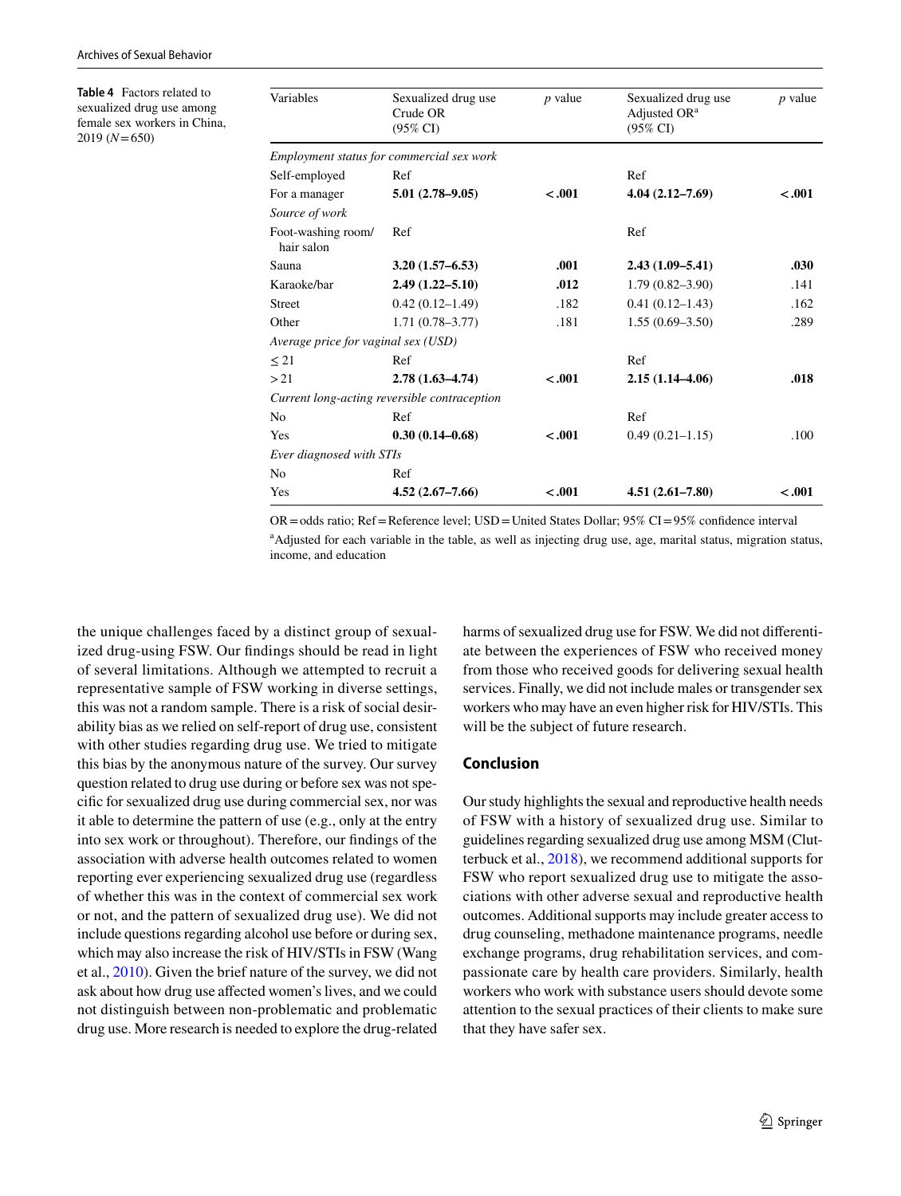**Table 4** Factors related to sexualized drug use among female sex workers in China, 2019 ($N = 650$)

| Variables | Sexualized drug use Crude OR (95% CI) | *p* value | Sexualized drug use Adjusted OR[a] (95% CI) | *p* value |
|---|---|---|---|---|
| *Employment status for commercial sex work* | | | | |
| Self-employed | Ref | | Ref | |
| For a manager | **5.01 (2.78–9.05)** | **<.001** | **4.04 (2.12–7.69)** | **<.001** |
| *Source of work* | | | | |
| Foot-washing room/hair salon | Ref | | Ref | |
| Sauna | **3.20 (1.57–6.53)** | **.001** | **2.43 (1.09–5.41)** | **.030** |
| Karaoke/bar | **2.49 (1.22–5.10)** | **.012** | 1.79 (0.82–3.90) | .141 |
| Street | 0.42 (0.12–1.49) | .182 | 0.41 (0.12–1.43) | .162 |
| Other | 1.71 (0.78–3.77) | .181 | 1.55 (0.69–3.50) | .289 |
| *Average price for vaginal sex (USD)* | | | | |
| ≤ 21 | Ref | | Ref | |
| > 21 | **2.78 (1.63–4.74)** | **<.001** | **2.15 (1.14–4.06)** | **.018** |
| *Current long-acting reversible contraception* | | | | |
| No | Ref | | Ref | |
| Yes | **0.30 (0.14–0.68)** | **<.001** | 0.49 (0.21–1.15) | .100 |
| *Ever diagnosed with STIs* | | | | |
| No | Ref | | | |
| Yes | **4.52 (2.67–7.66)** | **<.001** | **4.51 (2.61–7.80)** | **<.001** |

OR = odds ratio; Ref = Reference level; USD = United States Dollar; 95% CI = 95% confidence interval

[a]Adjusted for each variable in the table, as well as injecting drug use, age, marital status, migration status, income, and education

the unique challenges faced by a distinct group of sexualized drug-using FSW. Our findings should be read in light of several limitations. Although we attempted to recruit a representative sample of FSW working in diverse settings, this was not a random sample. There is a risk of social desirability bias as we relied on self-report of drug use, consistent with other studies regarding drug use. We tried to mitigate this bias by the anonymous nature of the survey. Our survey question related to drug use during or before sex was not specific for sexualized drug use during commercial sex, nor was it able to determine the pattern of use (e.g., only at the entry into sex work or throughout). Therefore, our findings of the association with adverse health outcomes related to women reporting ever experiencing sexualized drug use (regardless of whether this was in the context of commercial sex work or not, and the pattern of sexualized drug use). We did not include questions regarding alcohol use before or during sex, which may also increase the risk of HIV/STIs in FSW (Wang et al., 2010). Given the brief nature of the survey, we did not ask about how drug use affected women's lives, and we could not distinguish between non-problematic and problematic drug use. More research is needed to explore the drug-related harms of sexualized drug use for FSW. We did not differentiate between the experiences of FSW who received money from those who received goods for delivering sexual health services. Finally, we did not include males or transgender sex workers who may have an even higher risk for HIV/STIs. This will be the subject of future research.

## Conclusion

Our study highlights the sexual and reproductive health needs of FSW with a history of sexualized drug use. Similar to guidelines regarding sexualized drug use among MSM (Clutterbuck et al., 2018), we recommend additional supports for FSW who report sexualized drug use to mitigate the associations with other adverse sexual and reproductive health outcomes. Additional supports may include greater access to drug counseling, methadone maintenance programs, needle exchange programs, drug rehabilitation services, and compassionate care by health care providers. Similarly, health workers who work with substance users should devote some attention to the sexual practices of their clients to make sure that they have safer sex.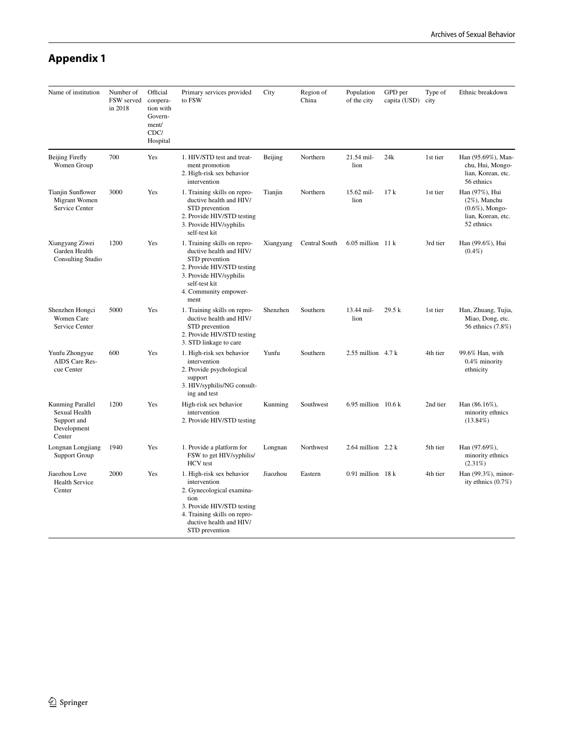## Appendix 1

| Name of institution | Number of FSW served in 2018 | Official cooperation with Government/CDC/Hospital | Primary services provided to FSW | City | Region of China | Population of the city | GPD per capita (USD) | Type of city | Ethnic breakdown |
|---|---|---|---|---|---|---|---|---|---|
| Beijing Firefly Women Group | 700 | Yes | 1. HIV/STD test and treatment promotion<br>2. High-risk sex behavior intervention | Beijing | Northern | 21.54 million | 24k | 1st tier | Han (95.69%), Manchu, Hui, Mongolian, Korean, etc. 56 ethnics |
| Tianjin Sunflower Migrant Women Service Center | 3000 | Yes | 1. Training skills on reproductive health and HIV/STD prevention<br>2. Provide HIV/STD testing<br>3. Provide HIV/syphilis self-test kit | Tianjin | Northern | 15.62 million | 17 k | 1st tier | Han (97%), Hui (2%), Manchu (0.6%), Mongolian, Korean, etc. 52 ethnics |
| Xiangyang Ziwei Garden Health Consulting Studio | 1200 | Yes | 1. Training skills on reproductive health and HIV/STD prevention<br>2. Provide HIV/STD testing<br>3. Provide HIV/syphilis self-test kit<br>4. Community empowerment | Xiangyang | Central South | 6.05 million | 11 k | 3rd tier | Han (99.6%), Hui (0.4%) |
| Shenzhen Hongci Women Care Service Center | 5000 | Yes | 1. Training skills on reproductive health and HIV/STD prevention<br>2. Provide HIV/STD testing<br>3. STD linkage to care | Shenzhen | Southern | 13.44 million | 29.5 k | 1st tier | Han, Zhuang, Tujia, Miao, Dong, etc. 56 ethnics (7.8%) |
| Yunfu Zhongyue AIDS Care Rescue Center | 600 | Yes | 1. High-risk sex behavior intervention<br>2. Provide psychological support<br>3. HIV/syphilis/NG consulting and test | Yunfu | Southern | 2.55 million | 4.7 k | 4th tier | 99.6% Han, with 0.4% minority ethnicity |
| Kunming Parallel Sexual Health Support and Development Center | 1200 | Yes | High-risk sex behavior intervention<br>2. Provide HIV/STD testing | Kunming | Southwest | 6.95 million | 10.6 k | 2nd tier | Han (86.16%), minority ethnics (13.84%) |
| Longnan Longjiang Support Group | 1940 | Yes | 1. Provide a platform for FSW to get HIV/syphilis/HCV test | Longnan | Northwest | 2.64 million | 2.2 k | 5th tier | Han (97.69%), minority ethnics (2.31%) |
| Jiaozhou Love Health Service Center | 2000 | Yes | 1. High-risk sex behavior intervention<br>2. Gynecological examination<br>3. Provide HIV/STD testing<br>4. Training skills on reproductive health and HIV/STD prevention | Jiaozhou | Eastern | 0.91 million | 18 k | 4th tier | Han (99.3%), minority ethnics (0.7%) |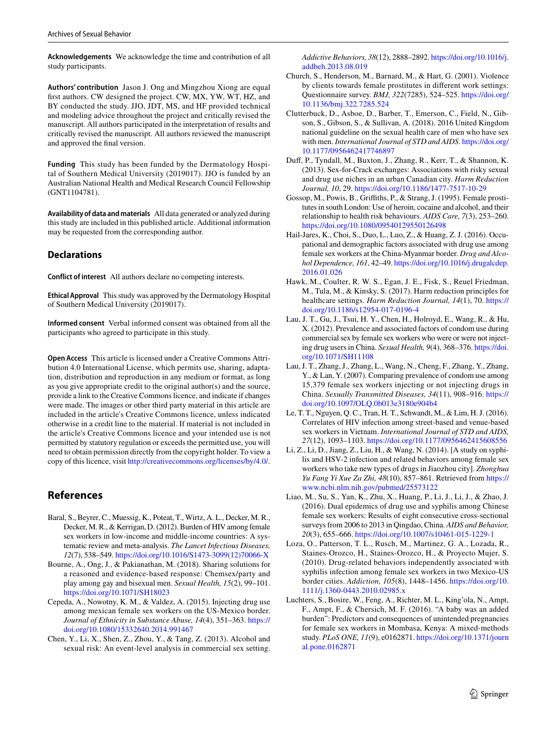**Acknowledgements** We acknowledge the time and contribution of all study participants.

**Authors' contribution** Jason J. Ong and Mingzhou Xiong are equal first authors. CW designed the project. CW, MX, YW, WT, HZ, and BY conducted the study. JJO, JDT, MS, and HF provided technical and modeling advice throughout the project and critically revised the manuscript. All authors participated in the interpretation of results and critically revised the manuscript. All authors reviewed the manuscript and approved the final version.

**Funding** This study has been funded by the Dermatology Hospital of Southern Medical University (2019017). JJO is funded by an Australian National Health and Medical Research Council Fellowship (GNT1104781).

**Availability of data and materials** All data generated or analyzed during this study are included in this published article. Additional information may be requested from the corresponding author.

## Declarations

**Conflict of interest** All authors declare no competing interests.

**Ethical Approval** This study was approved by the Dermatology Hospital of Southern Medical University (2019017).

**Informed consent** Verbal informed consent was obtained from all the participants who agreed to participate in this study.

**Open Access** This article is licensed under a Creative Commons Attribution 4.0 International License, which permits use, sharing, adaptation, distribution and reproduction in any medium or format, as long as you give appropriate credit to the original author(s) and the source, provide a link to the Creative Commons licence, and indicate if changes were made. The images or other third party material in this article are included in the article's Creative Commons licence, unless indicated otherwise in a credit line to the material. If material is not included in the article's Creative Commons licence and your intended use is not permitted by statutory regulation or exceeds the permitted use, you will need to obtain permission directly from the copyright holder. To view a copy of this licence, visit http://creativecommons.org/licenses/by/4.0/.

## References

Baral, S., Beyrer, C., Muessig, K., Poteat, T., Wirtz, A. L., Decker, M. R., Decker, M. R., & Kerrigan, D. (2012). Burden of HIV among female sex workers in low-income and middle-income countries: A systematic review and meta-analysis. *The Lancet Infectious Diseases, 12*(7), 538–549. https://doi.org/10.1016/S1473-3099(12)70066-X

Bourne, A., Ong, J., & Pakianathan, M. (2018). Sharing solutions for a reasoned and evidence-based response: Chemsex/party and play among gay and bisexual men. *Sexual Health, 15*(2), 99–101. https://doi.org/10.1071/SH18023

Cepeda, A., Nowotny, K. M., & Valdez, A. (2015). Injecting drug use among mexican female sex workers on the US-Mexico border. *Journal of Ethnicity in Substance Abuse, 14*(4), 351–363. https://doi.org/10.1080/15332640.2014.991467

Chen, Y., Li, X., Shen, Z., Zhou, Y., & Tang, Z. (2013). Alcohol and sexual risk: An event-level analysis in commercial sex setting. *Addictive Behaviors, 38*(12), 2888–2892. https://doi.org/10.1016/j.addbeh.2013.08.019

Church, S., Henderson, M., Barnard, M., & Hart, G. (2001). Violence by clients towards female prostitutes in different work settings: Questionnaire survey. *BMJ, 322*(7285), 524–525. https://doi.org/10.1136/bmj.322.7285.524

Clutterbuck, D., Asboe, D., Barber, T., Emerson, C., Field, N., Gibson, S., Gibson, S., & Sullivan, A. (2018). 2016 United Kingdom national guideline on the sexual health care of men who have sex with men. *International Journal of STD and AIDS*. https://doi.org/10.1177/0956462417746897

Duff, P., Tyndall, M., Buxton, J., Zhang, R., Kerr, T., & Shannon, K. (2013). Sex-for-Crack exchanges: Associations with risky sexual and drug use niches in an urban Canadian city. *Harm Reduction Journal, 10*, 29. https://doi.org/10.1186/1477-7517-10-29

Gossop, M., Powis, B., Griffiths, P., & Strang, J. (1995). Female prostitutes in south London: Use of heroin, cocaine and alcohol, and their relationship to health risk behaviours. *AIDS Care, 7*(3), 253–260. https://doi.org/10.1080/09540129550126498

Hail-Jares, K., Choi, S., Duo, L., Luo, Z., & Huang, Z. J. (2016). Occupational and demographic factors associated with drug use among female sex workers at the China-Myanmar border. *Drug and Alcohol Dependence, 161*, 42–49. https://doi.org/10.1016/j.drugalcdep.2016.01.026

Hawk, M., Coulter, R. W. S., Egan, J. E., Fisk, S., Reuel Friedman, M., Tula, M., & Kinsky, S. (2017). Harm reduction principles for healthcare settings. *Harm Reduction Journal, 14*(1), 70. https://doi.org/10.1186/s12954-017-0196-4

Lau, J. T., Gu, J., Tsui, H. Y., Chen, H., Holroyd, E., Wang, R., & Hu, X. (2012). Prevalence and associated factors of condom use during commercial sex by female sex workers who were or were not injecting drug users in China. *Sexual Health, 9*(4), 368–376. https://doi.org/10.1071/SH11108

Lau, J. T., Zhang, J., Zhang, L., Wang, N., Cheng, F., Zhang, Y., Zhang, Y., & Lan, Y. (2007). Comparing prevalence of condom use among 15,379 female sex workers injecting or not injecting drugs in China. *Sexually Transmitted Diseases, 34*(11), 908–916. https://doi.org/10.1097/OLQ.0b013e3180e904b4

Le, T. T., Nguyen, Q. C., Tran, H. T., Schwandt, M., & Lim, H. J. (2016). Correlates of HIV infection among street-based and venue-based sex workers in Vietnam. *International Journal of STD and AIDS, 27*(12), 1093–1103. https://doi.org/10.1177/0956462415608556

Li, Z., Li, D., Jiang, Z., Liu, H., & Wang, N. (2014). [A study on syphilis and HSV-2 infection and related behaviors among female sex workers who take new types of drugs in Jiaozhou city]. *Zhonghua Yu Fang Yi Xue Za Zhi, 48*(10), 857–861. Retrieved from https://www.ncbi.nlm.nih.gov/pubmed/25573122

Liao, M., Su, S., Yan, K., Zhu, X., Huang, P., Li, J., Li, J., & Zhao, J. (2016). Dual epidemics of drug use and syphilis among Chinese female sex workers: Results of eight consecutive cross-sectional surveys from 2006 to 2013 in Qingdao, China. *AIDS and Behavior, 20*(3), 655–666. https://doi.org/10.1007/s10461-015-1229-1

Loza, O., Patterson, T. L., Rusch, M., Martinez, G. A., Lozada, R., Staines-Orozco, H., Staines-Orozco, H., & Proyecto Mujer, S. (2010). Drug-related behaviors independently associated with syphilis infection among female sex workers in two Mexico-US border cities. *Addiction, 105*(8), 1448–1456. https://doi.org/10.1111/j.1360-0443.2010.02985.x

Luchters, S., Bosire, W., Feng, A., Richter, M. L., King'ola, N., Ampt, F., Ampt, F., & Chersich, M. F. (2016). "A baby was an added burden": Predictors and consequences of unintended pregnancies for female sex workers in Mombasa, Kenya: A mixed-methods study. *PLoS ONE, 11*(9), e0162871. https://doi.org/10.1371/journal.pone.0162871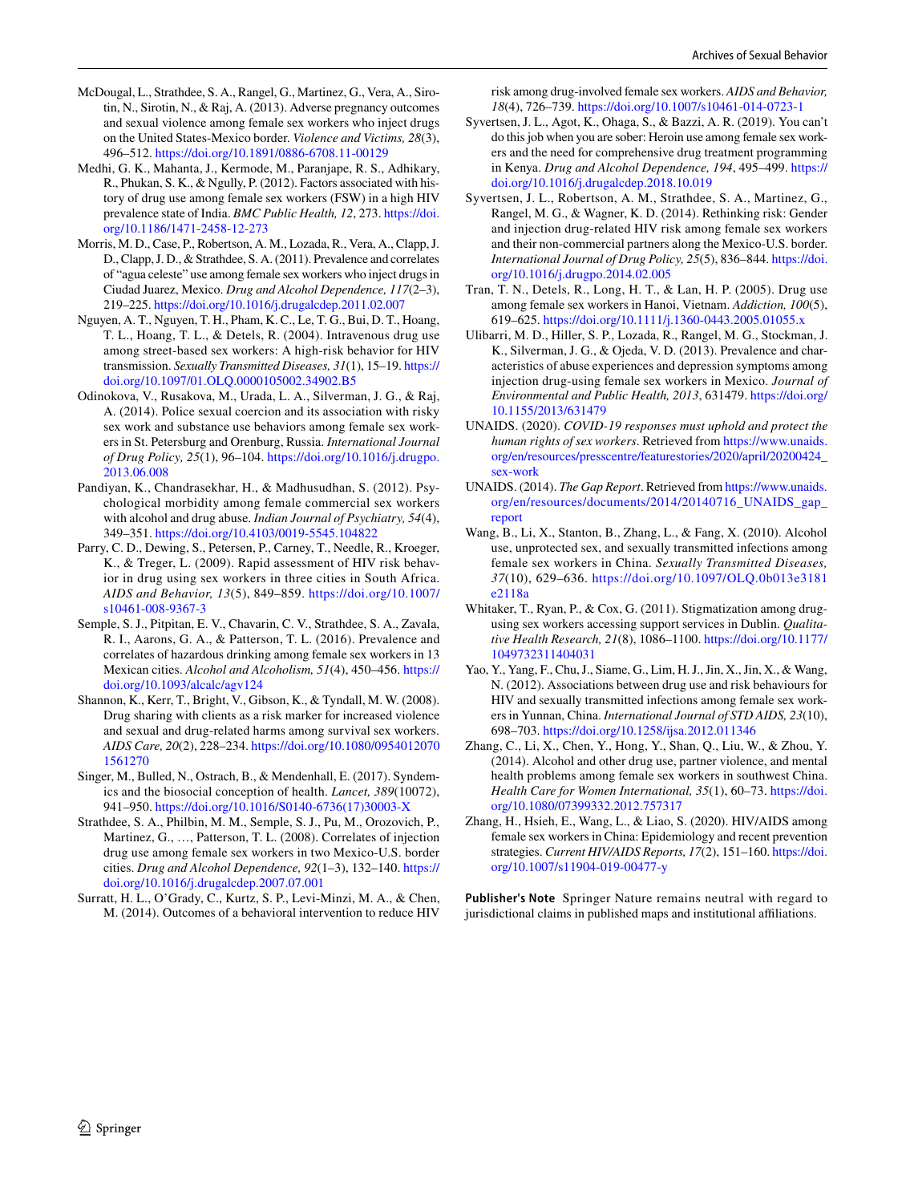McDougal, L., Strathdee, S. A., Rangel, G., Martinez, G., Vera, A., Sirotin, N., Sirotin, N., & Raj, A. (2013). Adverse pregnancy outcomes and sexual violence among female sex workers who inject drugs on the United States-Mexico border. *Violence and Victims, 28*(3), 496–512. https://doi.org/10.1891/0886-6708.11-00129

Medhi, G. K., Mahanta, J., Kermode, M., Paranjape, R. S., Adhikary, R., Phukan, S. K., & Ngully, P. (2012). Factors associated with history of drug use among female sex workers (FSW) in a high HIV prevalence state of India. *BMC Public Health, 12*, 273. https://doi.org/10.1186/1471-2458-12-273

Morris, M. D., Case, P., Robertson, A. M., Lozada, R., Vera, A., Clapp, J. D., Clapp, J. D., & Strathdee, S. A. (2011). Prevalence and correlates of "agua celeste" use among female sex workers who inject drugs in Ciudad Juarez, Mexico. *Drug and Alcohol Dependence, 117*(2–3), 219–225. https://doi.org/10.1016/j.drugalcdep.2011.02.007

Nguyen, A. T., Nguyen, T. H., Pham, K. C., Le, T. G., Bui, D. T., Hoang, T. L., Hoang, T. L., & Detels, R. (2004). Intravenous drug use among street-based sex workers: A high-risk behavior for HIV transmission. *Sexually Transmitted Diseases, 31*(1), 15–19. https://doi.org/10.1097/01.OLQ.0000105002.34902.B5

Odinokova, V., Rusakova, M., Urada, L. A., Silverman, J. G., & Raj, A. (2014). Police sexual coercion and its association with risky sex work and substance use behaviors among female sex workers in St. Petersburg and Orenburg, Russia. *International Journal of Drug Policy, 25*(1), 96–104. https://doi.org/10.1016/j.drugpo.2013.06.008

Pandiyan, K., Chandrasekhar, H., & Madhusudhan, S. (2012). Psychological morbidity among female commercial sex workers with alcohol and drug abuse. *Indian Journal of Psychiatry, 54*(4), 349–351. https://doi.org/10.4103/0019-5545.104822

Parry, C. D., Dewing, S., Petersen, P., Carney, T., Needle, R., Kroeger, K., & Treger, L. (2009). Rapid assessment of HIV risk behavior in drug using sex workers in three cities in South Africa. *AIDS and Behavior, 13*(5), 849–859. https://doi.org/10.1007/s10461-008-9367-3

Semple, S. J., Pitpitan, E. V., Chavarin, C. V., Strathdee, S. A., Zavala, R. I., Aarons, G. A., & Patterson, T. L. (2016). Prevalence and correlates of hazardous drinking among female sex workers in 13 Mexican cities. *Alcohol and Alcoholism, 51*(4), 450–456. https://doi.org/10.1093/alcalc/agv124

Shannon, K., Kerr, T., Bright, V., Gibson, K., & Tyndall, M. W. (2008). Drug sharing with clients as a risk marker for increased violence and sexual and drug-related harms among survival sex workers. *AIDS Care, 20*(2), 228–234. https://doi.org/10.1080/09540120701561270

Singer, M., Bulled, N., Ostrach, B., & Mendenhall, E. (2017). Syndemics and the biosocial conception of health. *Lancet, 389*(10072), 941–950. https://doi.org/10.1016/S0140-6736(17)30003-X

Strathdee, S. A., Philbin, M. M., Semple, S. J., Pu, M., Orozovich, P., Martinez, G., …, Patterson, T. L. (2008). Correlates of injection drug use among female sex workers in two Mexico-U.S. border cities. *Drug and Alcohol Dependence, 92*(1–3), 132–140. https://doi.org/10.1016/j.drugalcdep.2007.07.001

Surratt, H. L., O'Grady, C., Kurtz, S. P., Levi-Minzi, M. A., & Chen, M. (2014). Outcomes of a behavioral intervention to reduce HIV risk among drug-involved female sex workers. *AIDS and Behavior, 18*(4), 726–739. https://doi.org/10.1007/s10461-014-0723-1

Syvertsen, J. L., Agot, K., Ohaga, S., & Bazzi, A. R. (2019). You can't do this job when you are sober: Heroin use among female sex workers and the need for comprehensive drug treatment programming in Kenya. *Drug and Alcohol Dependence, 194*, 495–499. https://doi.org/10.1016/j.drugalcdep.2018.10.019

Syvertsen, J. L., Robertson, A. M., Strathdee, S. A., Martinez, G., Rangel, M. G., & Wagner, K. D. (2014). Rethinking risk: Gender and injection drug-related HIV risk among female sex workers and their non-commercial partners along the Mexico-U.S. border. *International Journal of Drug Policy, 25*(5), 836–844. https://doi.org/10.1016/j.drugpo.2014.02.005

Tran, T. N., Detels, R., Long, H. T., & Lan, H. P. (2005). Drug use among female sex workers in Hanoi, Vietnam. *Addiction, 100*(5), 619–625. https://doi.org/10.1111/j.1360-0443.2005.01055.x

Ulibarri, M. D., Hiller, S. P., Lozada, R., Rangel, M. G., Stockman, J. K., Silverman, J. G., & Ojeda, V. D. (2013). Prevalence and characteristics of abuse experiences and depression symptoms among injection drug-using female sex workers in Mexico. *Journal of Environmental and Public Health, 2013*, 631479. https://doi.org/10.1155/2013/631479

UNAIDS. (2020). *COVID-19 responses must uphold and protect the human rights of sex workers*. Retrieved from https://www.unaids.org/en/resources/presscentre/featurestories/2020/april/20200424_sex-work

UNAIDS. (2014). *The Gap Report*. Retrieved from https://www.unaids.org/en/resources/documents/2014/20140716_UNAIDS_gap_report

Wang, B., Li, X., Stanton, B., Zhang, L., & Fang, X. (2010). Alcohol use, unprotected sex, and sexually transmitted infections among female sex workers in China. *Sexually Transmitted Diseases, 37*(10), 629–636. https://doi.org/10.1097/OLQ.0b013e3181e2118a

Whitaker, T., Ryan, P., & Cox, G. (2011). Stigmatization among drug-using sex workers accessing support services in Dublin. *Qualitative Health Research, 21*(8), 1086–1100. https://doi.org/10.1177/1049732311404031

Yao, Y., Yang, F., Chu, J., Siame, G., Lim, H. J., Jin, X., Jin, X., & Wang, N. (2012). Associations between drug use and risk behaviours for HIV and sexually transmitted infections among female sex workers in Yunnan, China. *International Journal of STD AIDS, 23*(10), 698–703. https://doi.org/10.1258/ijsa.2012.011346

Zhang, C., Li, X., Chen, Y., Hong, Y., Shan, Q., Liu, W., & Zhou, Y. (2014). Alcohol and other drug use, partner violence, and mental health problems among female sex workers in southwest China. *Health Care for Women International, 35*(1), 60–73. https://doi.org/10.1080/07399332.2012.757317

Zhang, H., Hsieh, E., Wang, L., & Liao, S. (2020). HIV/AIDS among female sex workers in China: Epidemiology and recent prevention strategies. *Current HIV/AIDS Reports, 17*(2), 151–160. https://doi.org/10.1007/s11904-019-00477-y

**Publisher's Note** Springer Nature remains neutral with regard to jurisdictional claims in published maps and institutional affiliations.